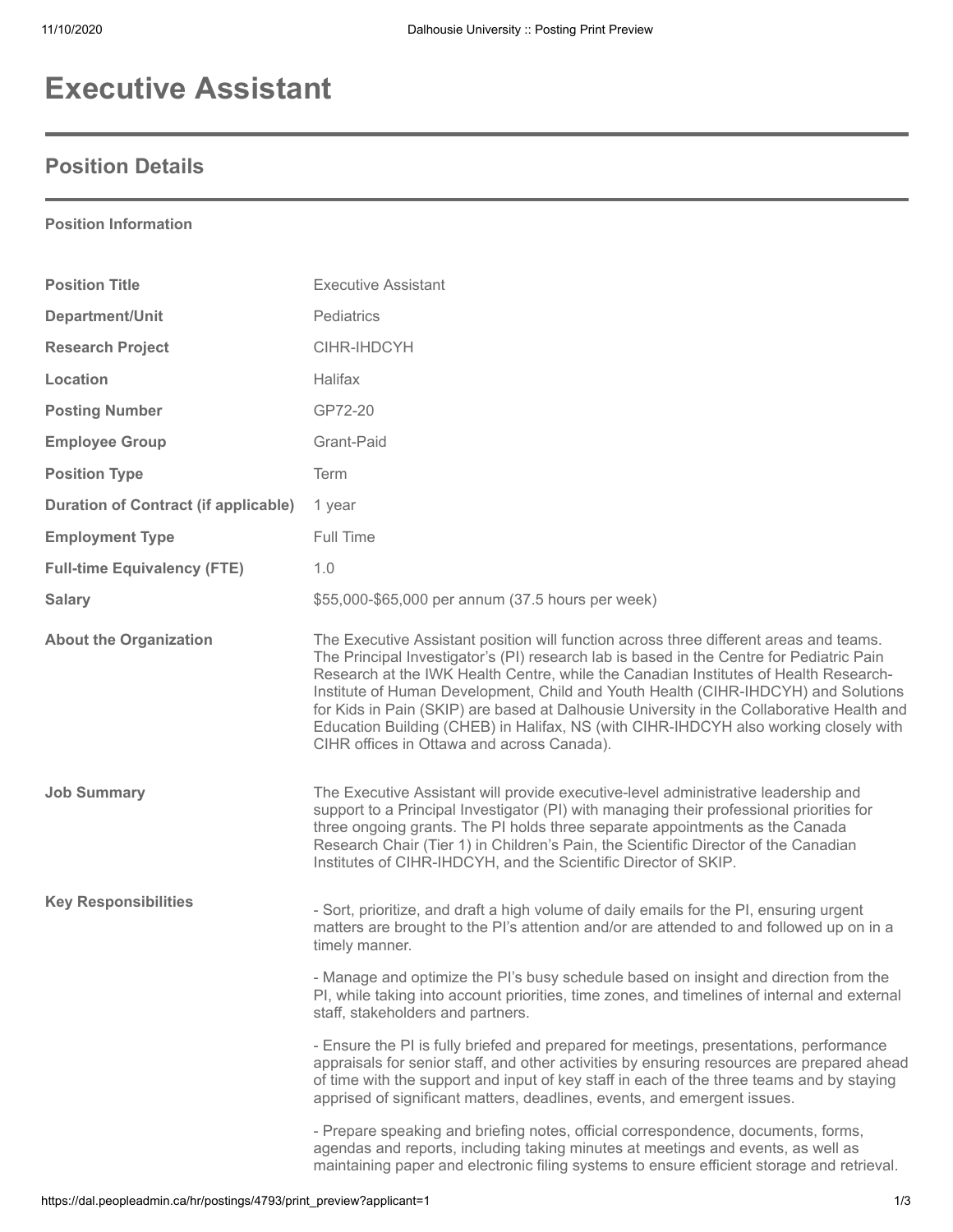# Executive Assistant

## Position Details

**Position Information**

| | |
|---|---|
| **Position Title** | Executive Assistant |
| **Department/Unit** | Pediatrics |
| **Research Project** | CIHR-IHDCYH |
| **Location** | Halifax |
| **Posting Number** | GP72-20 |
| **Employee Group** | Grant-Paid |
| **Position Type** | Term |
| **Duration of Contract (if applicable)** | 1 year |
| **Employment Type** | Full Time |
| **Full-time Equivalency (FTE)** | 1.0 |
| **Salary** | $55,000-$65,000 per annum (37.5 hours per week) |
| **About the Organization** | The Executive Assistant position will function across three different areas and teams. The Principal Investigator's (PI) research lab is based in the Centre for Pediatric Pain Research at the IWK Health Centre, while the Canadian Institutes of Health Research-Institute of Human Development, Child and Youth Health (CIHR-IHDCYH) and Solutions for Kids in Pain (SKIP) are based at Dalhousie University in the Collaborative Health and Education Building (CHEB) in Halifax, NS (with CIHR-IHDCYH also working closely with CIHR offices in Ottawa and across Canada). |
| **Job Summary** | The Executive Assistant will provide executive-level administrative leadership and support to a Principal Investigator (PI) with managing their professional priorities for three ongoing grants. The PI holds three separate appointments as the Canada Research Chair (Tier 1) in Children's Pain, the Scientific Director of the Canadian Institutes of CIHR-IHDCYH, and the Scientific Director of SKIP. |

**Key Responsibilities**

- Sort, prioritize, and draft a high volume of daily emails for the PI, ensuring urgent matters are brought to the PI's attention and/or are attended to and followed up on in a timely manner.

- Manage and optimize the PI's busy schedule based on insight and direction from the PI, while taking into account priorities, time zones, and timelines of internal and external staff, stakeholders and partners.

- Ensure the PI is fully briefed and prepared for meetings, presentations, performance appraisals for senior staff, and other activities by ensuring resources are prepared ahead of time with the support and input of key staff in each of the three teams and by staying apprised of significant matters, deadlines, events, and emergent issues.

- Prepare speaking and briefing notes, official correspondence, documents, forms, agendas and reports, including taking minutes at meetings and events, as well as maintaining paper and electronic filing systems to ensure efficient storage and retrieval.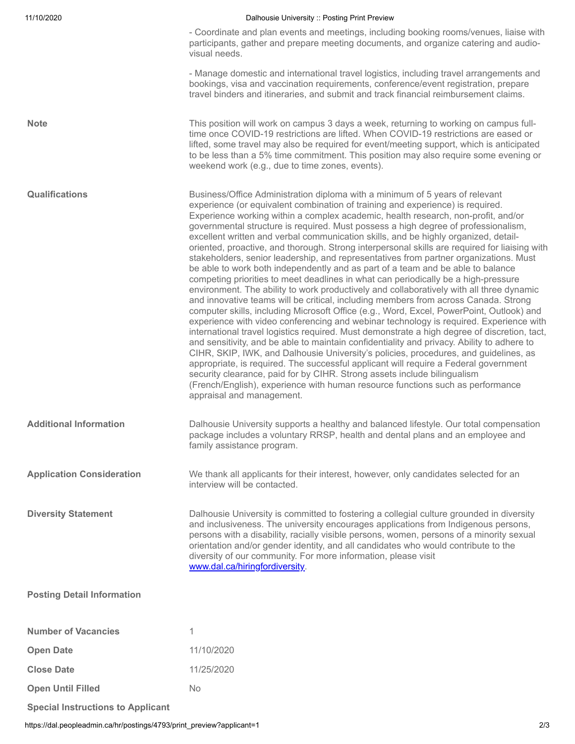- Coordinate and plan events and meetings, including booking rooms/venues, liaise with participants, gather and prepare meeting documents, and organize catering and audio-visual needs.

- Manage domestic and international travel logistics, including travel arrangements and bookings, visa and vaccination requirements, conference/event registration, prepare travel binders and itineraries, and submit and track financial reimbursement claims.

**Note**

This position will work on campus 3 days a week, returning to working on campus full-time once COVID-19 restrictions are lifted. When COVID-19 restrictions are eased or lifted, some travel may also be required for event/meeting support, which is anticipated to be less than a 5% time commitment. This position may also require some evening or weekend work (e.g., due to time zones, events).

**Qualifications**

Business/Office Administration diploma with a minimum of 5 years of relevant experience (or equivalent combination of training and experience) is required. Experience working within a complex academic, health research, non-profit, and/or governmental structure is required. Must possess a high degree of professionalism, excellent written and verbal communication skills, and be highly organized, detail-oriented, proactive, and thorough. Strong interpersonal skills are required for liaising with stakeholders, senior leadership, and representatives from partner organizations. Must be able to work both independently and as part of a team and be able to balance competing priorities to meet deadlines in what can periodically be a high-pressure environment. The ability to work productively and collaboratively with all three dynamic and innovative teams will be critical, including members from across Canada. Strong computer skills, including Microsoft Office (e.g., Word, Excel, PowerPoint, Outlook) and experience with video conferencing and webinar technology is required. Experience with international travel logistics required. Must demonstrate a high degree of discretion, tact, and sensitivity, and be able to maintain confidentiality and privacy. Ability to adhere to CIHR, SKIP, IWK, and Dalhousie University's policies, procedures, and guidelines, as appropriate, is required. The successful applicant will require a Federal government security clearance, paid for by CIHR. Strong assets include bilingualism (French/English), experience with human resource functions such as performance appraisal and management.

**Additional Information**

Dalhousie University supports a healthy and balanced lifestyle. Our total compensation package includes a voluntary RRSP, health and dental plans and an employee and family assistance program.

**Application Consideration**

We thank all applicants for their interest, however, only candidates selected for an interview will be contacted.

**Diversity Statement**

Dalhousie University is committed to fostering a collegial culture grounded in diversity and inclusiveness. The university encourages applications from Indigenous persons, persons with a disability, racially visible persons, women, persons of a minority sexual orientation and/or gender identity, and all candidates who would contribute to the diversity of our community. For more information, please visit www.dal.ca/hiringfordiversity.

**Posting Detail Information**

| | |
|---|---|
| **Number of Vacancies** | 1 |
| **Open Date** | 11/10/2020 |
| **Close Date** | 11/25/2020 |
| **Open Until Filled** | No |

**Special Instructions to Applicant**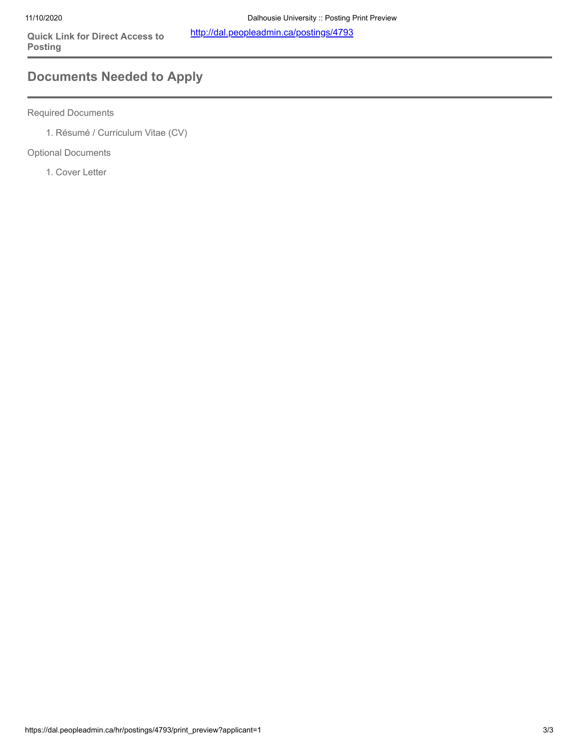| | |
|---|---|
| **Quick Link for Direct Access to Posting** | http://dal.peopleadmin.ca/postings/4793 |

## Documents Needed to Apply

Required Documents

1. Résumé / Curriculum Vitae (CV)

Optional Documents

1. Cover Letter